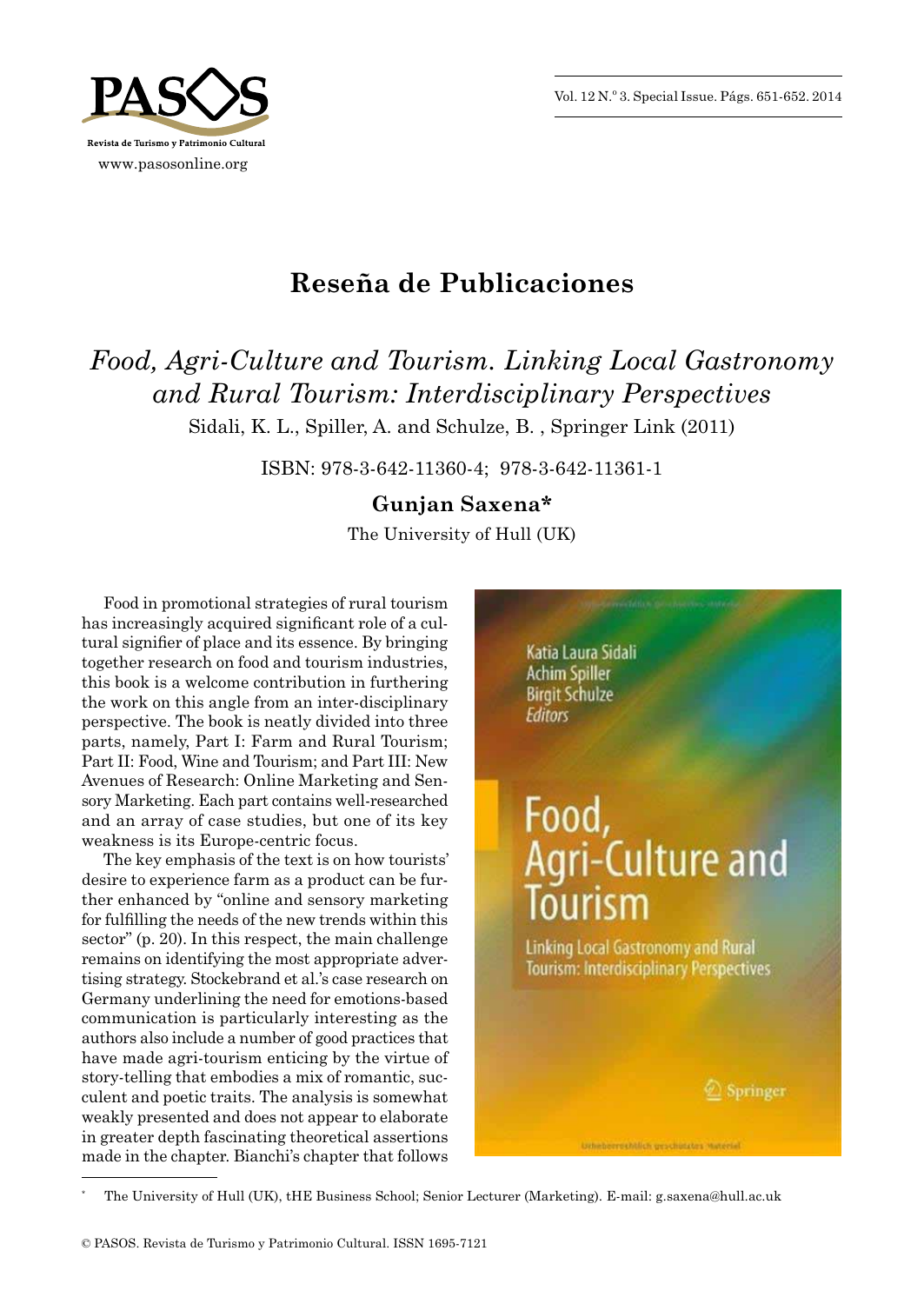# Reseña de Publicaciones

## *Food, Agri-Culture and Tourism. Linking Local Gastronomy and Rural Tourism: Interdisciplinary Perspectives*

Sidali, K. L., Spiller, A. and Schulze, B. , Springer Link (2011)

ISBN: 978-3-642-11360-4; 978-3-642-11361-1

**Gunjan Saxena***

The University of Hull (UK)

Food in promotional strategies of rural tourism has increasingly acquired significant role of a cultural signifier of place and its essence. By bringing together research on food and tourism industries, this book is a welcome contribution in furthering the work on this angle from an inter-disciplinary perspective. The book is neatly divided into three parts, namely, Part I: Farm and Rural Tourism; Part II: Food, Wine and Tourism; and Part III: New Avenues of Research: Online Marketing and Sensory Marketing. Each part contains well-researched and an array of case studies, but one of its key weakness is its Europe-centric focus.

The key emphasis of the text is on how tourists' desire to experience farm as a product can be further enhanced by "online and sensory marketing for fulfilling the needs of the new trends within this sector" (p. 20). In this respect, the main challenge remains on identifying the most appropriate advertising strategy. Stockebrand et al.'s case research on Germany underlining the need for emotions-based communication is particularly interesting as the authors also include a number of good practices that have made agri-tourism enticing by the virtue of story-telling that embodies a mix of romantic, succulent and poetic traits. The analysis is somewhat weakly presented and does not appear to elaborate in greater depth fascinating theoretical assertions made in the chapter. Bianchi's chapter that follows

---

\* The University of Hull (UK), tHE Business School; Senior Lecturer (Marketing). E-mail: g.saxena@hull.ac.uk

© PASOS. Revista de Turismo y Patrimonio Cultural. ISSN 1695-7121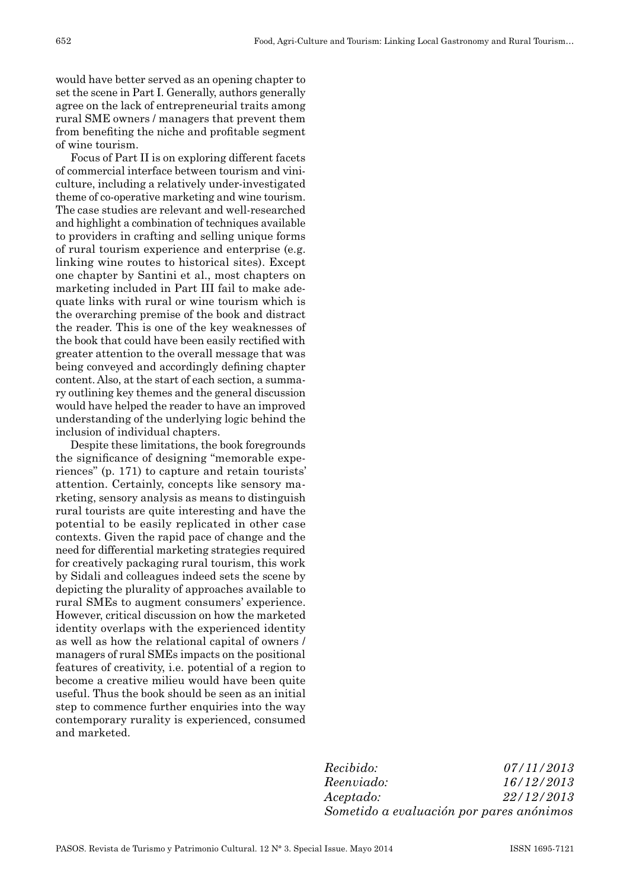would have better served as an opening chapter to set the scene in Part I. Generally, authors generally agree on the lack of entrepreneurial traits among rural SME owners / managers that prevent them from benefiting the niche and profitable segment of wine tourism.

Focus of Part II is on exploring different facets of commercial interface between tourism and viniculture, including a relatively under-investigated theme of co-operative marketing and wine tourism. The case studies are relevant and well-researched and highlight a combination of techniques available to providers in crafting and selling unique forms of rural tourism experience and enterprise (e.g. linking wine routes to historical sites). Except one chapter by Santini et al., most chapters on marketing included in Part III fail to make adequate links with rural or wine tourism which is the overarching premise of the book and distract the reader. This is one of the key weaknesses of the book that could have been easily rectified with greater attention to the overall message that was being conveyed and accordingly defining chapter content. Also, at the start of each section, a summary outlining key themes and the general discussion would have helped the reader to have an improved understanding of the underlying logic behind the inclusion of individual chapters.

Despite these limitations, the book foregrounds the significance of designing "memorable experiences" (p. 171) to capture and retain tourists' attention. Certainly, concepts like sensory marketing, sensory analysis as means to distinguish rural tourists are quite interesting and have the potential to be easily replicated in other case contexts. Given the rapid pace of change and the need for differential marketing strategies required for creatively packaging rural tourism, this work by Sidali and colleagues indeed sets the scene by depicting the plurality of approaches available to rural SMEs to augment consumers' experience. However, critical discussion on how the marketed identity overlaps with the experienced identity as well as how the relational capital of owners / managers of rural SMEs impacts on the positional features of creativity, i.e. potential of a region to become a creative milieu would have been quite useful. Thus the book should be seen as an initial step to commence further enquiries into the way contemporary rurality is experienced, consumed and marketed.

*Recibido: 07/11/2013*
*Reenviado: 16/12/2013*
*Aceptado: 22/12/2013*
*Sometido a evaluación por pares anónimos*